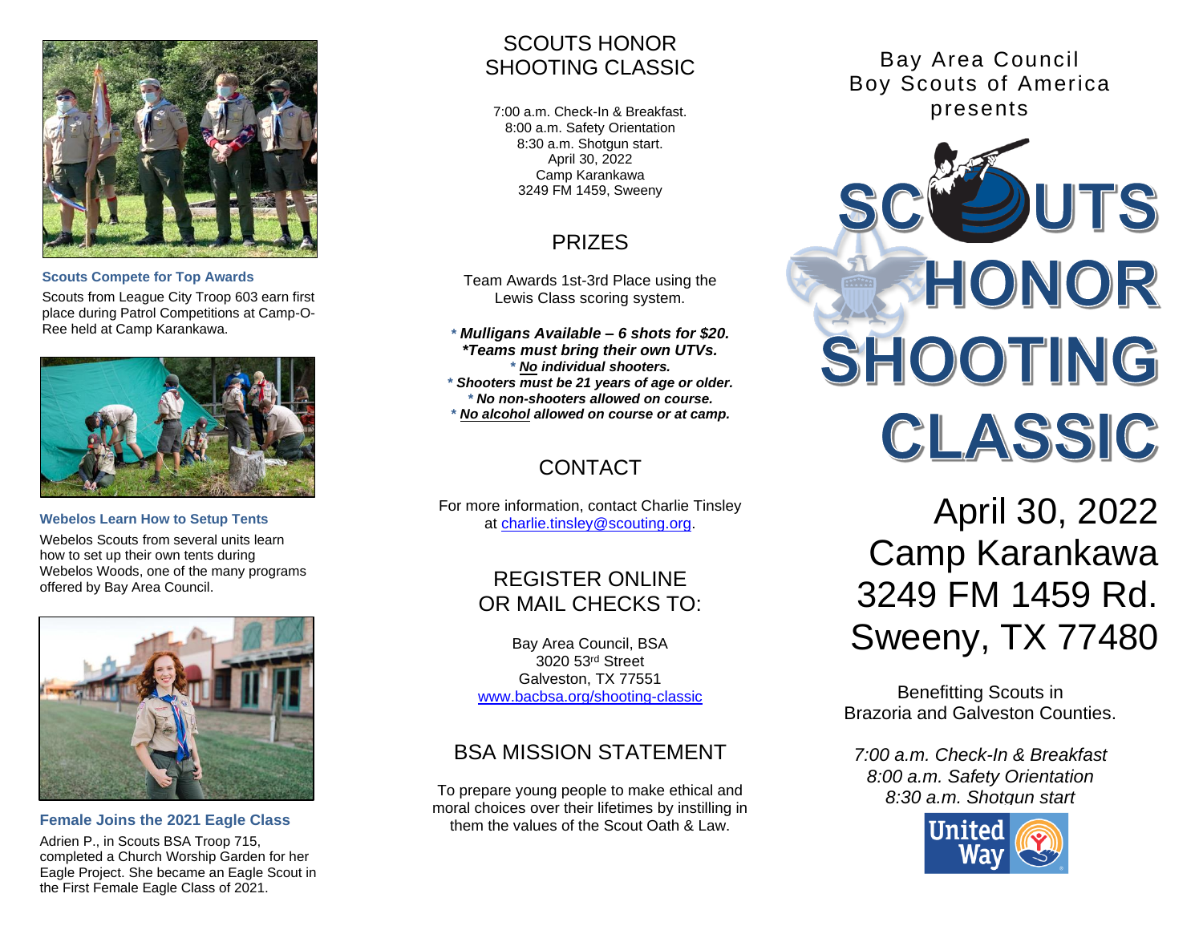**Scouts Compete for Top Awards**

Scouts from League City Troop 603 earn first place during Patrol Competitions at Camp-O-Ree held at Camp Karankawa.

**Webelos Learn How to Setup Tents**

Webelos Scouts from several units learn how to set up their own tents during Webelos Woods, one of the many programs offered by Bay Area Council.

**Female Joins the 2021 Eagle Class**

Adrien P., in Scouts BSA Troop 715, completed a Church Worship Garden for her Eagle Project. She became an Eagle Scout in the First Female Eagle Class of 2021.

## SCOUTS HONOR SHOOTING CLASSIC

7:00 a.m. Check-In & Breakfast.
8:00 a.m. Safety Orientation
8:30 a.m. Shotgun start.
April 30, 2022
Camp Karankawa
3249 FM 1459, Sweeny

## PRIZES

Team Awards 1st-3rd Place using the Lewis Class scoring system.

***\* Mulligans Available – 6 shots for $20.***
***\*Teams must bring their own UTVs.***
***\* No individual shooters.***
***\* Shooters must be 21 years of age or older.***
***\* No non-shooters allowed on course.***
***\* No alcohol allowed on course or at camp.***

## CONTACT

For more information, contact Charlie Tinsley at charlie.tinsley@scouting.org.

## REGISTER ONLINE OR MAIL CHECKS TO:

Bay Area Council, BSA
3020 53rd Street
Galveston, TX 77551
www.bacbsa.org/shooting-classic

## BSA MISSION STATEMENT

To prepare young people to make ethical and moral choices over their lifetimes by instilling in them the values of the Scout Oath & Law.

Bay Area Council
Boy Scouts of America
presents

# SCOUTS HONOR SHOOTING CLASSIC

## April 30, 2022
## Camp Karankawa
## 3249 FM 1459 Rd.
## Sweeny, TX 77480

Benefitting Scouts in Brazoria and Galveston Counties.

*7:00 a.m. Check-In & Breakfast*
*8:00 a.m. Safety Orientation*
*8:30 a.m. Shotgun start*

United Way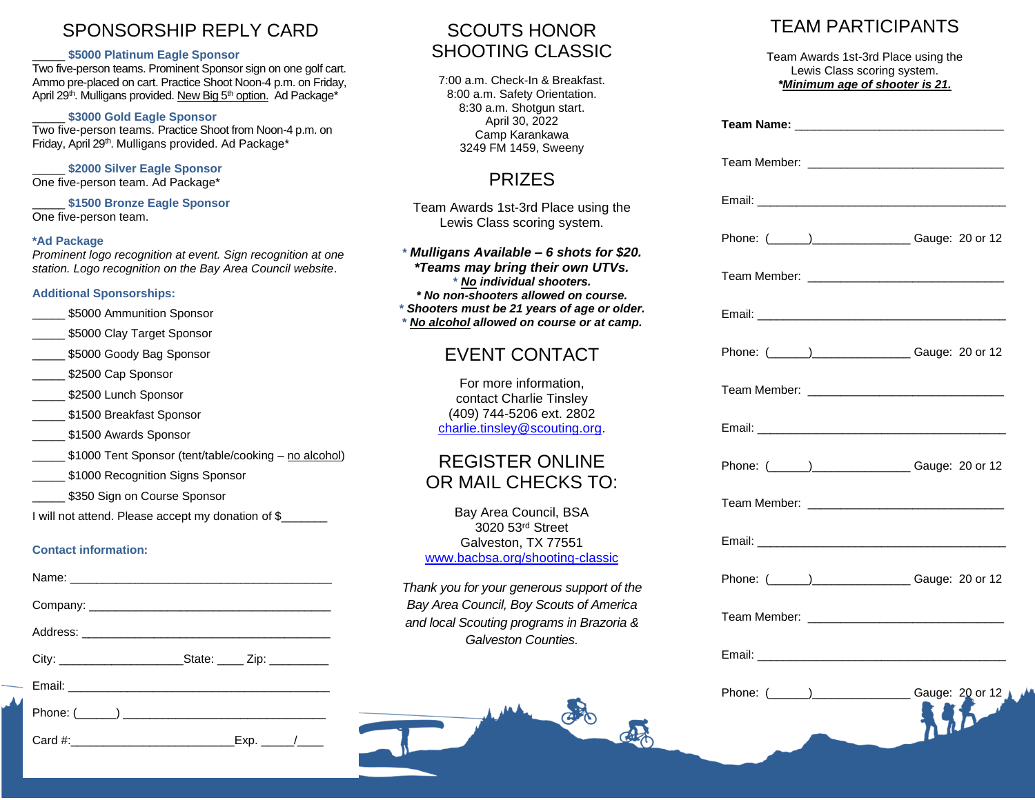# SPONSORSHIP REPLY CARD

_____ **$5000 Platinum Eagle Sponsor**
Two five-person teams. Prominent Sponsor sign on one golf cart. Ammo pre-placed on cart. Practice Shoot Noon-4 p.m. on Friday, April 29th. Mulligans provided. New Big 5th option. Ad Package*

_____ **$3000 Gold Eagle Sponsor**
Two five-person teams. Practice Shoot from Noon-4 p.m. on Friday, April 29th. Mulligans provided. Ad Package*

_____ **$2000 Silver Eagle Sponsor**
One five-person team. Ad Package*

_____ **$1500 Bronze Eagle Sponsor**
One five-person team.

**\*Ad Package**
*Prominent logo recognition at event. Sign recognition at one station. Logo recognition on the Bay Area Council website.*

**Additional Sponsorships:**

_____ $5000 Ammunition Sponsor
_____ $5000 Clay Target Sponsor
_____ $5000 Goody Bag Sponsor
_____ $2500 Cap Sponsor
_____ $2500 Lunch Sponsor
_____ $1500 Breakfast Sponsor
_____ $1500 Awards Sponsor
_____ $1000 Tent Sponsor (tent/table/cooking – no alcohol)
_____ $1000 Recognition Signs Sponsor
_____ $350 Sign on Course Sponsor

I will not attend. Please accept my donation of $_______

**Contact information:**

Name: ________________________________________

Company: _____________________________________

Address: ______________________________________

City: ___________________State: ____ Zip: _________

Email: _________________________________________

Phone: (______) ________________________________

Card #:_________________________Exp. _____/____

# SCOUTS HONOR SHOOTING CLASSIC

7:00 a.m. Check-In & Breakfast.
8:00 a.m. Safety Orientation.
8:30 a.m. Shotgun start.
April 30, 2022
Camp Karankawa
3249 FM 1459, Sweeny

## PRIZES

Team Awards 1st-3rd Place using the Lewis Class scoring system.

***\* Mulligans Available – 6 shots for $20.***
***\*Teams may bring their own UTVs.***
***\* No individual shooters.***
***\* No non-shooters allowed on course.***
***\* Shooters must be 21 years of age or older.***
***\* No alcohol allowed on course or at camp.***

## EVENT CONTACT

For more information,
contact Charlie Tinsley
(409) 744-5206 ext. 2802
charlie.tinsley@scouting.org.

## REGISTER ONLINE OR MAIL CHECKS TO:

Bay Area Council, BSA
3020 53rd Street
Galveston, TX 77551
www.bacbsa.org/shooting-classic

*Thank you for your generous support of the Bay Area Council, Boy Scouts of America and local Scouting programs in Brazoria & Galveston Counties.*

# TEAM PARTICIPANTS

Team Awards 1st-3rd Place using the Lewis Class scoring system.
***\*Minimum age of shooter is 21.***

**Team Name:** _______________________________

Team Member: _____________________________

Email: _______________________________________

Phone: (______)______________ Gauge: 20 or 12

Team Member: _____________________________

Email: _______________________________________

Phone: (______)______________ Gauge: 20 or 12

Team Member: _____________________________

Email: _______________________________________

Phone: (______)______________ Gauge: 20 or 12

Team Member: _____________________________

Email: _______________________________________

Phone: (______)______________ Gauge: 20 or 12

Team Member: _____________________________

Email: _______________________________________

Phone: (______)______________ Gauge: 20 or 12